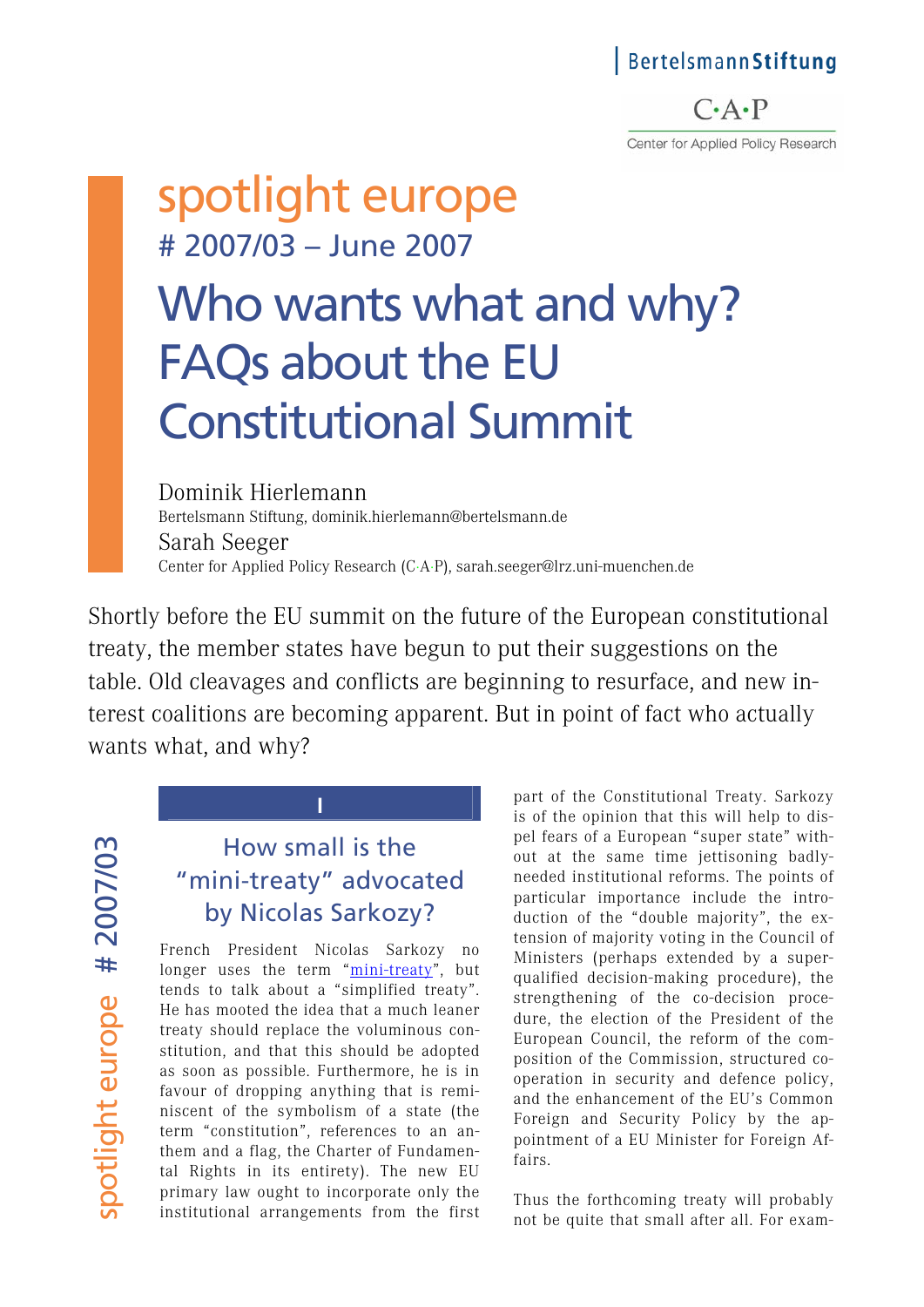Bertelsmann Stiftung

C·A·P
Center for Applied Policy Research

# spotlight europe
## # 2007/03 – June 2007

# Who wants what and why? FAQs about the EU Constitutional Summit

Dominik Hierlemann
Bertelsmann Stiftung, dominik.hierlemann@bertelsmann.de

Sarah Seeger
Center for Applied Policy Research (C·A·P), sarah.seeger@lrz.uni-muenchen.de

Shortly before the EU summit on the future of the European constitutional treaty, the member states have begun to put their suggestions on the table. Old cleavages and conflicts are beginning to resurface, and new interest coalitions are becoming apparent. But in point of fact who actually wants what, and why?

## I

## How small is the "mini-treaty" advocated by Nicolas Sarkozy?

French President Nicolas Sarkozy no longer uses the term "mini-treaty", but tends to talk about a "simplified treaty". He has mooted the idea that a much leaner treaty should replace the voluminous constitution, and that this should be adopted as soon as possible. Furthermore, he is in favour of dropping anything that is reminiscent of the symbolism of a state (the term "constitution", references to an anthem and a flag, the Charter of Fundamental Rights in its entirety). The new EU primary law ought to incorporate only the institutional arrangements from the first part of the Constitutional Treaty. Sarkozy is of the opinion that this will help to dispel fears of a European "super state" without at the same time jettisoning badly-needed institutional reforms. The points of particular importance include the introduction of the "double majority", the extension of majority voting in the Council of Ministers (perhaps extended by a super-qualified decision-making procedure), the strengthening of the co-decision procedure, the election of the President of the European Council, the reform of the composition of the Commission, structured co-operation in security and defence policy, and the enhancement of the EU's Common Foreign and Security Policy by the appointment of a EU Minister for Foreign Affairs.

Thus the forthcoming treaty will probably not be quite that small after all. For exam-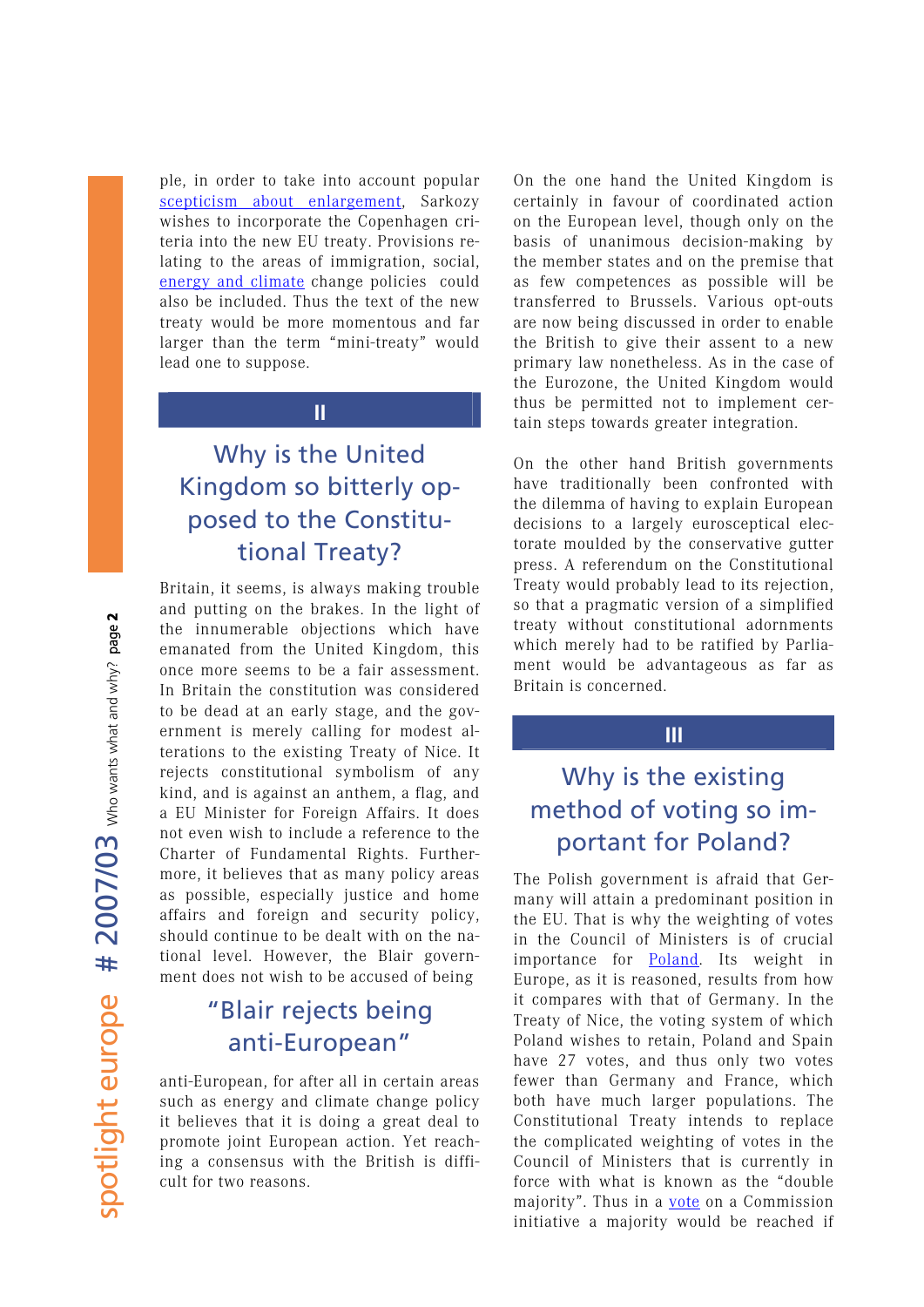ple, in order to take into account popular scepticism about enlargement, Sarkozy wishes to incorporate the Copenhagen criteria into the new EU treaty. Provisions relating to the areas of immigration, social, energy and climate change policies could also be included. Thus the text of the new treaty would be more momentous and far larger than the term "mini-treaty" would lead one to suppose.

## II

## Why is the United Kingdom so bitterly opposed to the Constitutional Treaty?

Britain, it seems, is always making trouble and putting on the brakes. In the light of the innumerable objections which have emanated from the United Kingdom, this once more seems to be a fair assessment. In Britain the constitution was considered to be dead at an early stage, and the government is merely calling for modest alterations to the existing Treaty of Nice. It rejects constitutional symbolism of any kind, and is against an anthem, a flag, and a EU Minister for Foreign Affairs. It does not even wish to include a reference to the Charter of Fundamental Rights. Furthermore, it believes that as many policy areas as possible, especially justice and home affairs and foreign and security policy, should continue to be dealt with on the national level. However, the Blair government does not wish to be accused of being

### "Blair rejects being anti-European"

anti-European, for after all in certain areas such as energy and climate change policy it believes that it is doing a great deal to promote joint European action. Yet reaching a consensus with the British is difficult for two reasons.

On the one hand the United Kingdom is certainly in favour of coordinated action on the European level, though only on the basis of unanimous decision-making by the member states and on the premise that as few competences as possible will be transferred to Brussels. Various opt-outs are now being discussed in order to enable the British to give their assent to a new primary law nonetheless. As in the case of the Eurozone, the United Kingdom would thus be permitted not to implement certain steps towards greater integration.

On the other hand British governments have traditionally been confronted with the dilemma of having to explain European decisions to a largely eurosceptical electorate moulded by the conservative gutter press. A referendum on the Constitutional Treaty would probably lead to its rejection, so that a pragmatic version of a simplified treaty without constitutional adornments which merely had to be ratified by Parliament would be advantageous as far as Britain is concerned.

## III

## Why is the existing method of voting so important for Poland?

The Polish government is afraid that Germany will attain a predominant position in the EU. That is why the weighting of votes in the Council of Ministers is of crucial importance for Poland. Its weight in Europe, as it is reasoned, results from how it compares with that of Germany. In the Treaty of Nice, the voting system of which Poland wishes to retain, Poland and Spain have 27 votes, and thus only two votes fewer than Germany and France, which both have much larger populations. The Constitutional Treaty intends to replace the complicated weighting of votes in the Council of Ministers that is currently in force with what is known as the "double majority". Thus in a vote on a Commission initiative a majority would be reached if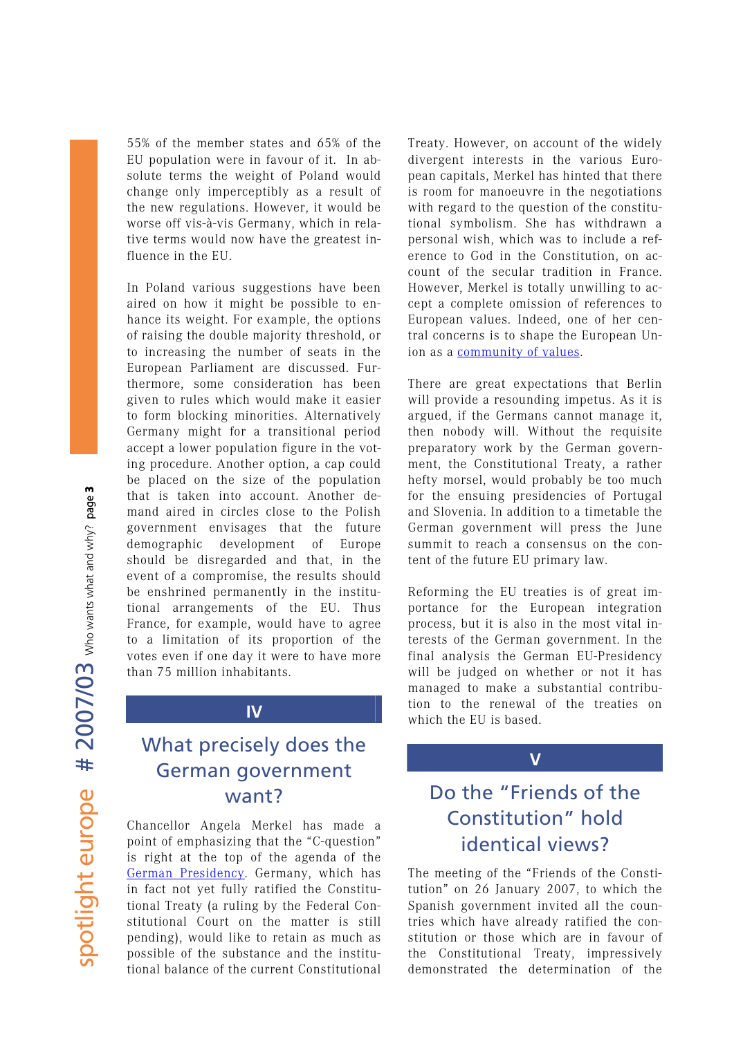55% of the member states and 65% of the EU population were in favour of it. In absolute terms the weight of Poland would change only imperceptibly as a result of the new regulations. However, it would be worse off vis-à-vis Germany, which in relative terms would now have the greatest influence in the EU.

In Poland various suggestions have been aired on how it might be possible to enhance its weight. For example, the options of raising the double majority threshold, or to increasing the number of seats in the European Parliament are discussed. Furthermore, some consideration has been given to rules which would make it easier to form blocking minorities. Alternatively Germany might for a transitional period accept a lower population figure in the voting procedure. Another option, a cap could be placed on the size of the population that is taken into account. Another demand aired in circles close to the Polish government envisages that the future demographic development of Europe should be disregarded and that, in the event of a compromise, the results should be enshrined permanently in the institutional arrangements of the EU. Thus France, for example, would have to agree to a limitation of its proportion of the votes even if one day it were to have more than 75 million inhabitants.

## IV

## What precisely does the German government want?

Chancellor Angela Merkel has made a point of emphasizing that the "C-question" is right at the top of the agenda of the German Presidency. Germany, which has in fact not yet fully ratified the Constitutional Treaty (a ruling by the Federal Constitutional Court on the matter is still pending), would like to retain as much as possible of the substance and the institutional balance of the current Constitutional Treaty. However, on account of the widely divergent interests in the various European capitals, Merkel has hinted that there is room for manoeuvre in the negotiations with regard to the question of the constitutional symbolism. She has withdrawn a personal wish, which was to include a reference to God in the Constitution, on account of the secular tradition in France. However, Merkel is totally unwilling to accept a complete omission of references to European values. Indeed, one of her central concerns is to shape the European Union as a community of values.

There are great expectations that Berlin will provide a resounding impetus. As it is argued, if the Germans cannot manage it, then nobody will. Without the requisite preparatory work by the German government, the Constitutional Treaty, a rather hefty morsel, would probably be too much for the ensuing presidencies of Portugal and Slovenia. In addition to a timetable the German government will press the June summit to reach a consensus on the content of the future EU primary law.

Reforming the EU treaties is of great importance for the European integration process, but it is also in the most vital interests of the German government. In the final analysis the German EU-Presidency will be judged on whether or not it has managed to make a substantial contribution to the renewal of the treaties on which the EU is based.

## V

## Do the "Friends of the Constitution" hold identical views?

The meeting of the "Friends of the Constitution" on 26 January 2007, to which the Spanish government invited all the countries which have already ratified the constitution or those which are in favour of the Constitutional Treaty, impressively demonstrated the determination of the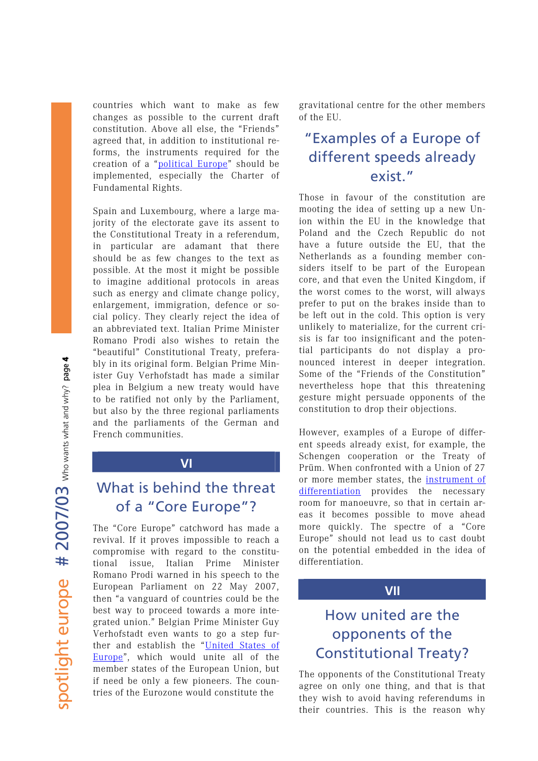countries which want to make as few changes as possible to the current draft constitution. Above all else, the "Friends" agreed that, in addition to institutional reforms, the instruments required for the creation of a "political Europe" should be implemented, especially the Charter of Fundamental Rights.

Spain and Luxembourg, where a large majority of the electorate gave its assent to the Constitutional Treaty in a referendum, in particular are adamant that there should be as few changes to the text as possible. At the most it might be possible to imagine additional protocols in areas such as energy and climate change policy, enlargement, immigration, defence or social policy. They clearly reject the idea of an abbreviated text. Italian Prime Minister Romano Prodi also wishes to retain the "beautiful" Constitutional Treaty, preferably in its original form. Belgian Prime Minister Guy Verhofstadt has made a similar plea in Belgium a new treaty would have to be ratified not only by the Parliament, but also by the three regional parliaments and the parliaments of the German and French communities.

## VI

## What is behind the threat of a "Core Europe"?

The "Core Europe" catchword has made a revival. If it proves impossible to reach a compromise with regard to the constitutional issue, Italian Prime Minister Romano Prodi warned in his speech to the European Parliament on 22 May 2007, then "a vanguard of countries could be the best way to proceed towards a more integrated union." Belgian Prime Minister Guy Verhofstadt even wants to go a step further and establish the "United States of Europe", which would unite all of the member states of the European Union, but if need be only a few pioneers. The countries of the Eurozone would constitute the gravitational centre for the other members of the EU.

> "Examples of a Europe of different speeds already exist."

Those in favour of the constitution are mooting the idea of setting up a new Union within the EU in the knowledge that Poland and the Czech Republic do not have a future outside the EU, that the Netherlands as a founding member considers itself to be part of the European core, and that even the United Kingdom, if the worst comes to the worst, will always prefer to put on the brakes inside than to be left out in the cold. This option is very unlikely to materialize, for the current crisis is far too insignificant and the potential participants do not display a pronounced interest in deeper integration. Some of the "Friends of the Constitution" nevertheless hope that this threatening gesture might persuade opponents of the constitution to drop their objections.

However, examples of a Europe of different speeds already exist, for example, the Schengen cooperation or the Treaty of Prüm. When confronted with a Union of 27 or more member states, the instrument of differentiation provides the necessary room for manoeuvre, so that in certain areas it becomes possible to move ahead more quickly. The spectre of a "Core Europe" should not lead us to cast doubt on the potential embedded in the idea of differentiation.

## VII

## How united are the opponents of the Constitutional Treaty?

The opponents of the Constitutional Treaty agree on only one thing, and that is that they wish to avoid having referendums in their countries. This is the reason why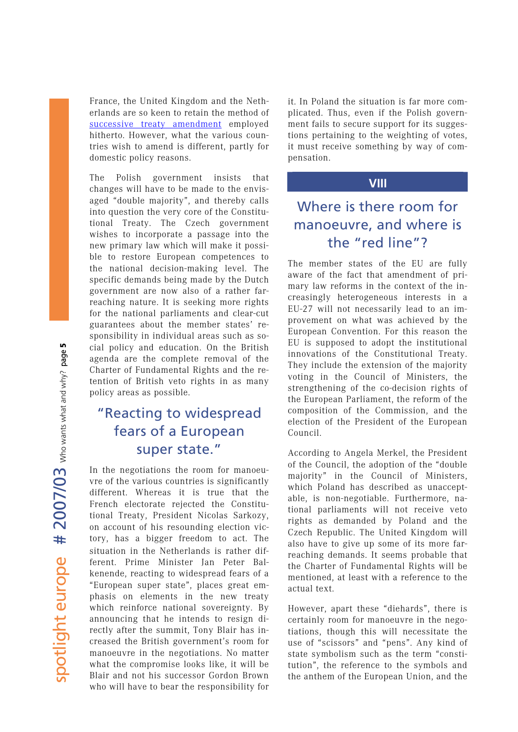France, the United Kingdom and the Netherlands are so keen to retain the method of successive treaty amendment employed hitherto. However, what the various countries wish to amend is different, partly for domestic policy reasons.

The Polish government insists that changes will have to be made to the envisaged "double majority", and thereby calls into question the very core of the Constitutional Treaty. The Czech government wishes to incorporate a passage into the new primary law which will make it possible to restore European competences to the national decision-making level. The specific demands being made by the Dutch government are now also of a rather far-reaching nature. It is seeking more rights for the national parliaments and clear-cut guarantees about the member states' responsibility in individual areas such as social policy and education. On the British agenda are the complete removal of the Charter of Fundamental Rights and the retention of British veto rights in as many policy areas as possible.

### "Reacting to widespread fears of a European super state."

In the negotiations the room for manoeuvre of the various countries is significantly different. Whereas it is true that the French electorate rejected the Constitutional Treaty, President Nicolas Sarkozy, on account of his resounding election victory, has a bigger freedom to act. The situation in the Netherlands is rather different. Prime Minister Jan Peter Balkenende, reacting to widespread fears of a "European super state", places great emphasis on elements in the new treaty which reinforce national sovereignty. By announcing that he intends to resign directly after the summit, Tony Blair has increased the British government's room for manoeuvre in the negotiations. No matter what the compromise looks like, it will be Blair and not his successor Gordon Brown who will have to bear the responsibility for it. In Poland the situation is far more complicated. Thus, even if the Polish government fails to secure support for its suggestions pertaining to the weighting of votes, it must receive something by way of compensation.

## VIII

## Where is there room for manoeuvre, and where is the "red line"?

The member states of the EU are fully aware of the fact that amendment of primary law reforms in the context of the increasingly heterogeneous interests in a EU-27 will not necessarily lead to an improvement on what was achieved by the European Convention. For this reason the EU is supposed to adopt the institutional innovations of the Constitutional Treaty. They include the extension of the majority voting in the Council of Ministers, the strengthening of the co-decision rights of the European Parliament, the reform of the composition of the Commission, and the election of the President of the European Council.

According to Angela Merkel, the President of the Council, the adoption of the "double majority" in the Council of Ministers, which Poland has described as unacceptable, is non-negotiable. Furthermore, national parliaments will not receive veto rights as demanded by Poland and the Czech Republic. The United Kingdom will also have to give up some of its more far-reaching demands. It seems probable that the Charter of Fundamental Rights will be mentioned, at least with a reference to the actual text.

However, apart these "diehards", there is certainly room for manoeuvre in the negotiations, though this will necessitate the use of "scissors" and "pens". Any kind of state symbolism such as the term "constitution", the reference to the symbols and the anthem of the European Union, and the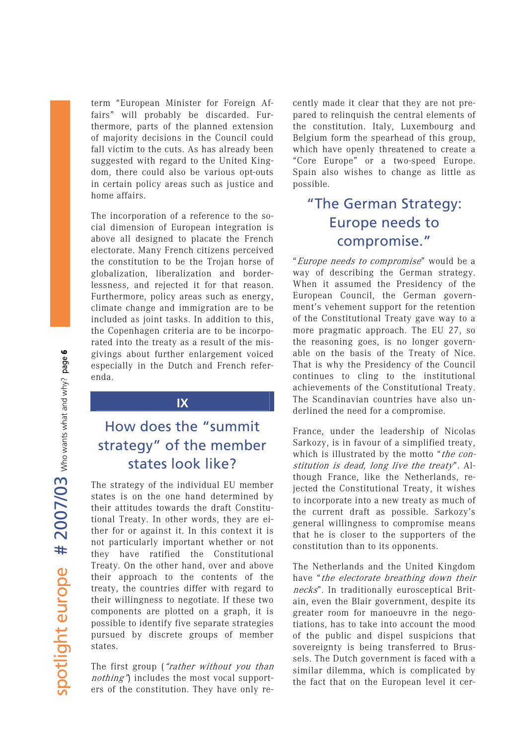term "European Minister for Foreign Affairs" will probably be discarded. Furthermore, parts of the planned extension of majority decisions in the Council could fall victim to the cuts. As has already been suggested with regard to the United Kingdom, there could also be various opt-outs in certain policy areas such as justice and home affairs.

The incorporation of a reference to the social dimension of European integration is above all designed to placate the French electorate. Many French citizens perceived the constitution to be the Trojan horse of globalization, liberalization and borderlessness, and rejected it for that reason. Furthermore, policy areas such as energy, climate change and immigration are to be included as joint tasks. In addition to this, the Copenhagen criteria are to be incorporated into the treaty as a result of the misgivings about further enlargement voiced especially in the Dutch and French referenda.

## IX

## How does the "summit strategy" of the member states look like?

The strategy of the individual EU member states is on the one hand determined by their attitudes towards the draft Constitutional Treaty. In other words, they are either for or against it. In this context it is not particularly important whether or not they have ratified the Constitutional Treaty. On the other hand, over and above their approach to the contents of the treaty, the countries differ with regard to their willingness to negotiate. If these two components are plotted on a graph, it is possible to identify five separate strategies pursued by discrete groups of member states.

The first group (*"rather without you than nothing"*) includes the most vocal supporters of the constitution. They have only recently made it clear that they are not prepared to relinquish the central elements of the constitution. Italy, Luxembourg and Belgium form the spearhead of this group, which have openly threatened to create a "Core Europe" or a two-speed Europe. Spain also wishes to change as little as possible.

### "The German Strategy: Europe needs to compromise."

"*Europe needs to compromise*" would be a way of describing the German strategy. When it assumed the Presidency of the European Council, the German government's vehement support for the retention of the Constitutional Treaty gave way to a more pragmatic approach. The EU 27, so the reasoning goes, is no longer governable on the basis of the Treaty of Nice. That is why the Presidency of the Council continues to cling to the institutional achievements of the Constitutional Treaty. The Scandinavian countries have also underlined the need for a compromise.

France, under the leadership of Nicolas Sarkozy, is in favour of a simplified treaty, which is illustrated by the motto "*the constitution is dead, long live the treaty*". Although France, like the Netherlands, rejected the Constitutional Treaty, it wishes to incorporate into a new treaty as much of the current draft as possible. Sarkozy's general willingness to compromise means that he is closer to the supporters of the constitution than to its opponents.

The Netherlands and the United Kingdom have "*the electorate breathing down their necks*". In traditionally eurosceptical Britain, even the Blair government, despite its greater room for manoeuvre in the negotiations, has to take into account the mood of the public and dispel suspicions that sovereignty is being transferred to Brussels. The Dutch government is faced with a similar dilemma, which is complicated by the fact that on the European level it cer-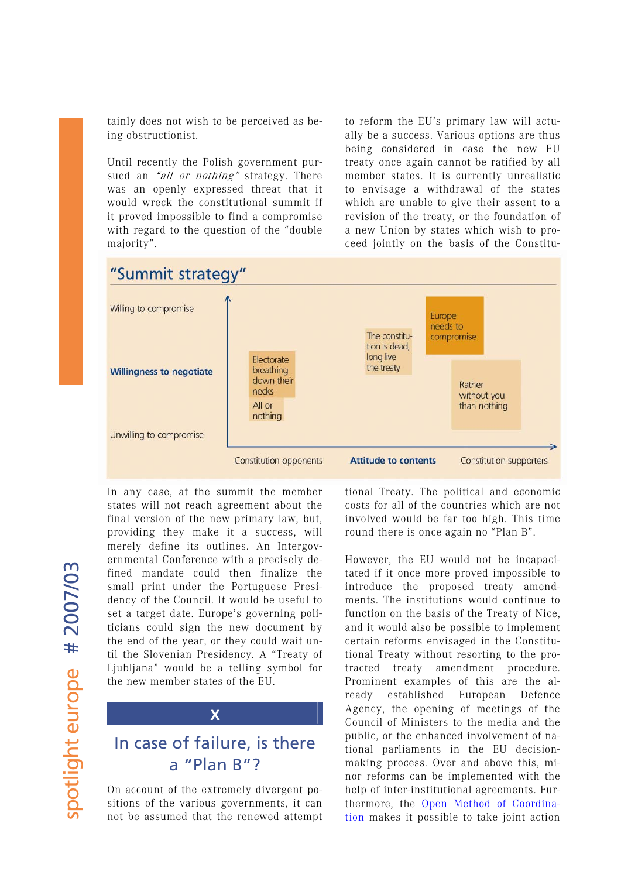tainly does not wish to be perceived as being obstructionist.

Until recently the Polish government pursued an *"all or nothing"* strategy. There was an openly expressed threat that it would wreck the constitutional summit if it proved impossible to find a compromise with regard to the question of the "double majority".

### "Summit strategy"

Willingness to negotiate (vertical axis: Unwilling to compromise → Willing to compromise)

Attitude to contents (horizontal axis: Constitution opponents → Constitution supporters)

- Electorate breathing down their necks
- All or nothing
- The constitution is dead, long live the treaty
- Europe needs to compromise
- Rather without you than nothing

In any case, at the summit the member states will not reach agreement about the final version of the new primary law, but, providing they make it a success, will merely define its outlines. An Intergovernmental Conference with a precisely defined mandate could then finalize the small print under the Portuguese Presidency of the Council. It would be useful to set a target date. Europe's governing politicians could sign the new document by the end of the year, or they could wait until the Slovenian Presidency. A "Treaty of Ljubljana" would be a telling symbol for the new member states of the EU.

## X

## In case of failure, is there a "Plan B"?

On account of the extremely divergent positions of the various governments, it can not be assumed that the renewed attempt to reform the EU's primary law will actually be a success. Various options are thus being considered in case the new EU treaty once again cannot be ratified by all member states. It is currently unrealistic to envisage a withdrawal of the states which are unable to give their assent to a revision of the treaty, or the foundation of a new Union by states which wish to proceed jointly on the basis of the Constitutional Treaty. The political and economic costs for all of the countries which are not involved would be far too high. This time round there is once again no "Plan B".

However, the EU would not be incapacitated if it once more proved impossible to introduce the proposed treaty amendments. The institutions would continue to function on the basis of the Treaty of Nice, and it would also be possible to implement certain reforms envisaged in the Constitutional Treaty without resorting to the protracted treaty amendment procedure. Prominent examples of this are the already established European Defence Agency, the opening of meetings of the Council of Ministers to the media and the public, or the enhanced involvement of national parliaments in the EU decision-making process. Over and above this, minor reforms can be implemented with the help of inter-institutional agreements. Furthermore, the Open Method of Coordination makes it possible to take joint action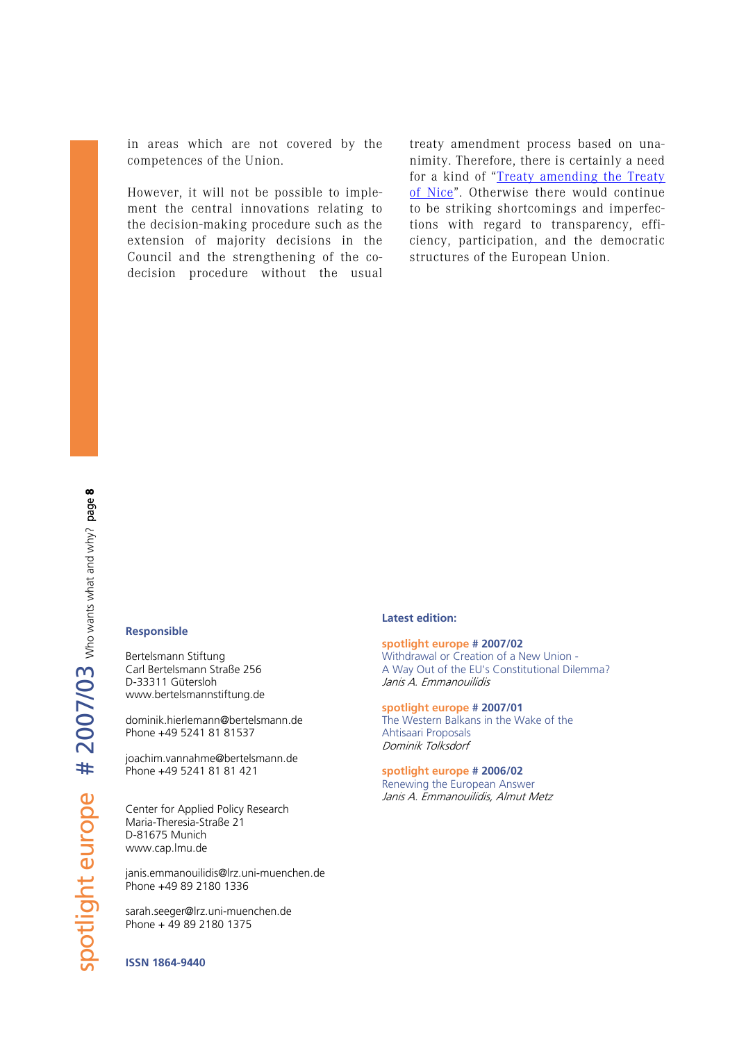in areas which are not covered by the competences of the Union.

However, it will not be possible to implement the central innovations relating to the decision-making procedure such as the extension of majority decisions in the Council and the strengthening of the co-decision procedure without the usual treaty amendment process based on unanimity. Therefore, there is certainly a need for a kind of "Treaty amending the Treaty of Nice". Otherwise there would continue to be striking shortcomings and imperfections with regard to transparency, efficiency, participation, and the democratic structures of the European Union.

**Responsible**

Bertelsmann Stiftung
Carl Bertelsmann Straße 256
D-33311 Gütersloh
www.bertelsmannstiftung.de

dominik.hierlemann@bertelsmann.de
Phone +49 5241 81 81537

joachim.vannahme@bertelsmann.de
Phone +49 5241 81 81 421

Center for Applied Policy Research
Maria-Theresia-Straße 21
D-81675 Munich
www.cap.lmu.de

janis.emmanouilidis@lrz.uni-muenchen.de
Phone +49 89 2180 1336

sarah.seeger@lrz.uni-muenchen.de
Phone + 49 89 2180 1375

**ISSN 1864-9440**

**Latest edition:**

**spotlight europe # 2007/02**
Withdrawal or Creation of a New Union -
A Way Out of the EU's Constitutional Dilemma?
*Janis A. Emmanouilidis*

**spotlight europe # 2007/01**
The Western Balkans in the Wake of the Ahtisaari Proposals
*Dominik Tolksdorf*

**spotlight europe # 2006/02**
Renewing the European Answer
*Janis A. Emmanouilidis, Almut Metz*